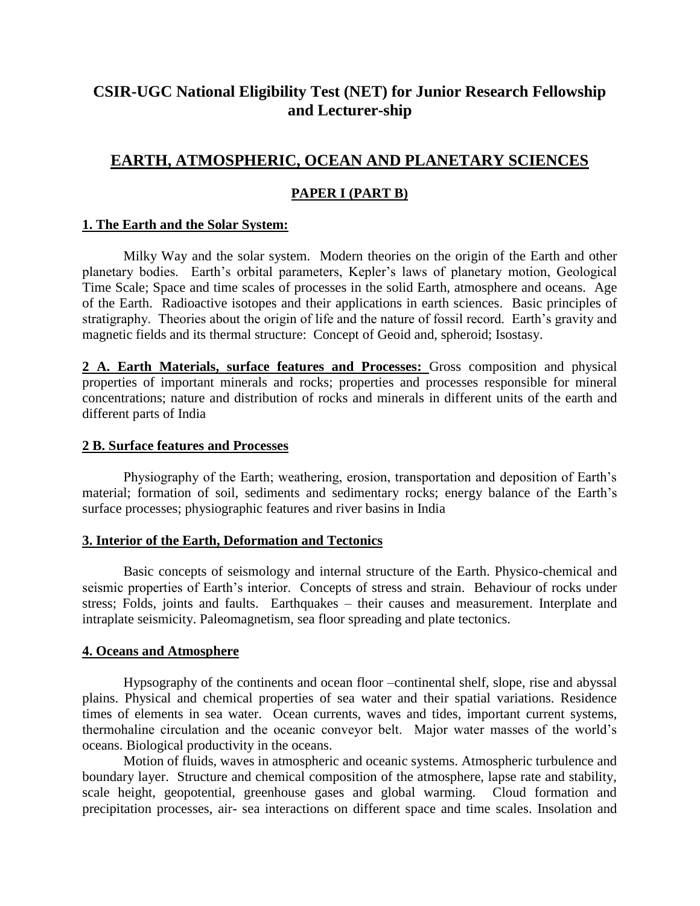# CSIR-UGC National Eligibility Test (NET) for Junior Research Fellowship and Lecturer-ship

## EARTH, ATMOSPHERIC, OCEAN AND PLANETARY SCIENCES

### PAPER I (PART B)

**1. The Earth and the Solar System:**

Milky Way and the solar system. Modern theories on the origin of the Earth and other planetary bodies. Earth's orbital parameters, Kepler's laws of planetary motion, Geological Time Scale; Space and time scales of processes in the solid Earth, atmosphere and oceans. Age of the Earth. Radioactive isotopes and their applications in earth sciences. Basic principles of stratigraphy. Theories about the origin of life and the nature of fossil record. Earth's gravity and magnetic fields and its thermal structure: Concept of Geoid and, spheroid; Isostasy.

**2 A. Earth Materials, surface features and Processes:** Gross composition and physical properties of important minerals and rocks; properties and processes responsible for mineral concentrations; nature and distribution of rocks and minerals in different units of the earth and different parts of India

**2 B. Surface features and Processes**

Physiography of the Earth; weathering, erosion, transportation and deposition of Earth's material; formation of soil, sediments and sedimentary rocks; energy balance of the Earth's surface processes; physiographic features and river basins in India

**3. Interior of the Earth, Deformation and Tectonics**

Basic concepts of seismology and internal structure of the Earth. Physico-chemical and seismic properties of Earth's interior. Concepts of stress and strain. Behaviour of rocks under stress; Folds, joints and faults. Earthquakes – their causes and measurement. Interplate and intraplate seismicity. Paleomagnetism, sea floor spreading and plate tectonics.

**4. Oceans and Atmosphere**

Hypsography of the continents and ocean floor –continental shelf, slope, rise and abyssal plains. Physical and chemical properties of sea water and their spatial variations. Residence times of elements in sea water. Ocean currents, waves and tides, important current systems, thermohaline circulation and the oceanic conveyor belt. Major water masses of the world's oceans. Biological productivity in the oceans.

Motion of fluids, waves in atmospheric and oceanic systems. Atmospheric turbulence and boundary layer. Structure and chemical composition of the atmosphere, lapse rate and stability, scale height, geopotential, greenhouse gases and global warming. Cloud formation and precipitation processes, air- sea interactions on different space and time scales. Insolation and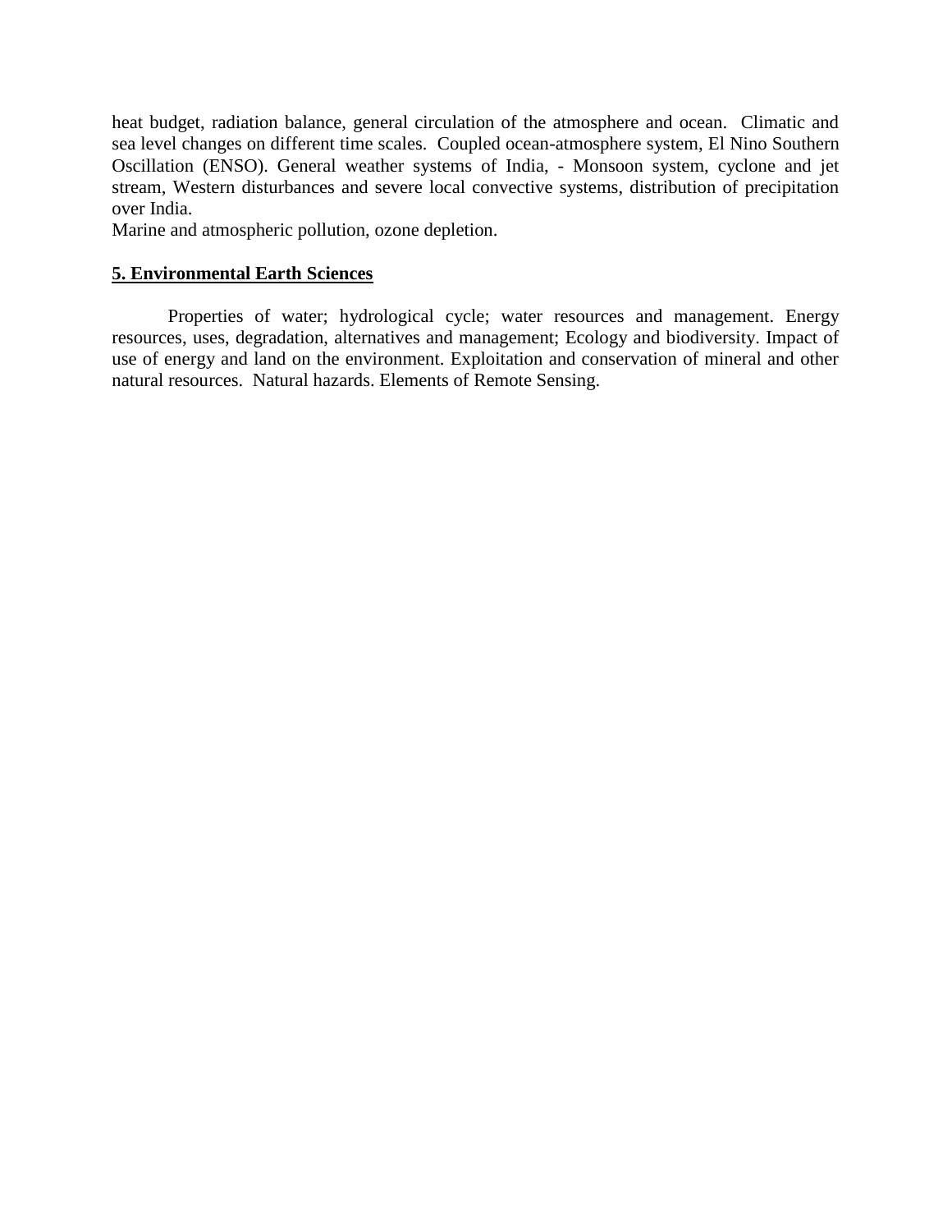heat budget, radiation balance, general circulation of the atmosphere and ocean. Climatic and sea level changes on different time scales. Coupled ocean-atmosphere system, El Nino Southern Oscillation (ENSO). General weather systems of India, - Monsoon system, cyclone and jet stream, Western disturbances and severe local convective systems, distribution of precipitation over India.
Marine and atmospheric pollution, ozone depletion.

## 5. Environmental Earth Sciences

Properties of water; hydrological cycle; water resources and management. Energy resources, uses, degradation, alternatives and management; Ecology and biodiversity. Impact of use of energy and land on the environment. Exploitation and conservation of mineral and other natural resources. Natural hazards. Elements of Remote Sensing.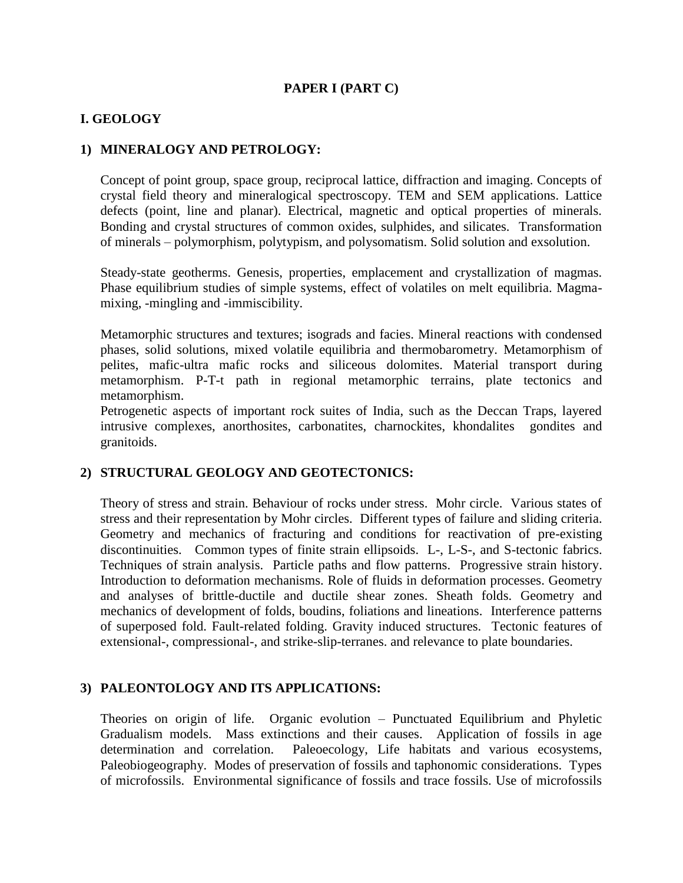# PAPER I (PART C)

## I. GEOLOGY

### 1) MINERALOGY AND PETROLOGY:

Concept of point group, space group, reciprocal lattice, diffraction and imaging. Concepts of crystal field theory and mineralogical spectroscopy. TEM and SEM applications. Lattice defects (point, line and planar). Electrical, magnetic and optical properties of minerals. Bonding and crystal structures of common oxides, sulphides, and silicates. Transformation of minerals – polymorphism, polytypism, and polysomatism. Solid solution and exsolution.

Steady-state geotherms. Genesis, properties, emplacement and crystallization of magmas. Phase equilibrium studies of simple systems, effect of volatiles on melt equilibria. Magma-mixing, -mingling and -immiscibility.

Metamorphic structures and textures; isograds and facies. Mineral reactions with condensed phases, solid solutions, mixed volatile equilibria and thermobarometry. Metamorphism of pelites, mafic-ultra mafic rocks and siliceous dolomites. Material transport during metamorphism. P-T-t path in regional metamorphic terrains, plate tectonics and metamorphism.

Petrogenetic aspects of important rock suites of India, such as the Deccan Traps, layered intrusive complexes, anorthosites, carbonatites, charnockites, khondalites gondites and granitoids.

### 2) STRUCTURAL GEOLOGY AND GEOTECTONICS:

Theory of stress and strain. Behaviour of rocks under stress. Mohr circle. Various states of stress and their representation by Mohr circles. Different types of failure and sliding criteria. Geometry and mechanics of fracturing and conditions for reactivation of pre-existing discontinuities. Common types of finite strain ellipsoids. L-, L-S-, and S-tectonic fabrics. Techniques of strain analysis. Particle paths and flow patterns. Progressive strain history. Introduction to deformation mechanisms. Role of fluids in deformation processes. Geometry and analyses of brittle-ductile and ductile shear zones. Sheath folds. Geometry and mechanics of development of folds, boudins, foliations and lineations. Interference patterns of superposed fold. Fault-related folding. Gravity induced structures. Tectonic features of extensional-, compressional-, and strike-slip-terranes. and relevance to plate boundaries.

### 3) PALEONTOLOGY AND ITS APPLICATIONS:

Theories on origin of life. Organic evolution – Punctuated Equilibrium and Phyletic Gradualism models. Mass extinctions and their causes. Application of fossils in age determination and correlation. Paleoecology, Life habitats and various ecosystems, Paleobiogeography. Modes of preservation of fossils and taphonomic considerations. Types of microfossils. Environmental significance of fossils and trace fossils. Use of microfossils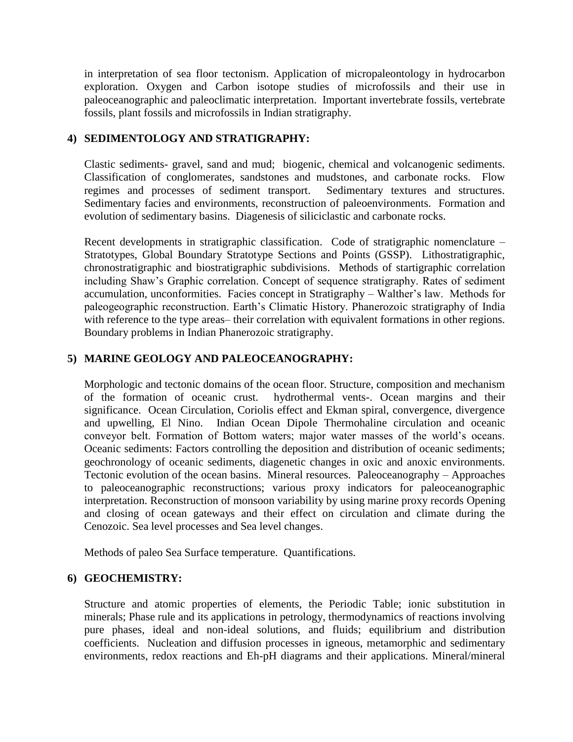in interpretation of sea floor tectonism. Application of micropaleontology in hydrocarbon exploration. Oxygen and Carbon isotope studies of microfossils and their use in paleoceanographic and paleoclimatic interpretation. Important invertebrate fossils, vertebrate fossils, plant fossils and microfossils in Indian stratigraphy.

## 4) SEDIMENTOLOGY AND STRATIGRAPHY:

Clastic sediments- gravel, sand and mud; biogenic, chemical and volcanogenic sediments. Classification of conglomerates, sandstones and mudstones, and carbonate rocks. Flow regimes and processes of sediment transport. Sedimentary textures and structures. Sedimentary facies and environments, reconstruction of paleoenvironments. Formation and evolution of sedimentary basins. Diagenesis of siliciclastic and carbonate rocks.

Recent developments in stratigraphic classification. Code of stratigraphic nomenclature – Stratotypes, Global Boundary Stratotype Sections and Points (GSSP). Lithostratigraphic, chronostratigraphic and biostratigraphic subdivisions. Methods of startigraphic correlation including Shaw's Graphic correlation. Concept of sequence stratigraphy. Rates of sediment accumulation, unconformities. Facies concept in Stratigraphy – Walther's law. Methods for paleogeographic reconstruction. Earth's Climatic History. Phanerozoic stratigraphy of India with reference to the type areas– their correlation with equivalent formations in other regions. Boundary problems in Indian Phanerozoic stratigraphy.

## 5) MARINE GEOLOGY AND PALEOCEANOGRAPHY:

Morphologic and tectonic domains of the ocean floor. Structure, composition and mechanism of the formation of oceanic crust. hydrothermal vents-. Ocean margins and their significance. Ocean Circulation, Coriolis effect and Ekman spiral, convergence, divergence and upwelling, El Nino. Indian Ocean Dipole Thermohaline circulation and oceanic conveyor belt. Formation of Bottom waters; major water masses of the world's oceans. Oceanic sediments: Factors controlling the deposition and distribution of oceanic sediments; geochronology of oceanic sediments, diagenetic changes in oxic and anoxic environments. Tectonic evolution of the ocean basins. Mineral resources. Paleoceanography – Approaches to paleoceanographic reconstructions; various proxy indicators for paleoceanographic interpretation. Reconstruction of monsoon variability by using marine proxy records Opening and closing of ocean gateways and their effect on circulation and climate during the Cenozoic. Sea level processes and Sea level changes.

Methods of paleo Sea Surface temperature. Quantifications.

## 6) GEOCHEMISTRY:

Structure and atomic properties of elements, the Periodic Table; ionic substitution in minerals; Phase rule and its applications in petrology, thermodynamics of reactions involving pure phases, ideal and non-ideal solutions, and fluids; equilibrium and distribution coefficients. Nucleation and diffusion processes in igneous, metamorphic and sedimentary environments, redox reactions and Eh-pH diagrams and their applications. Mineral/mineral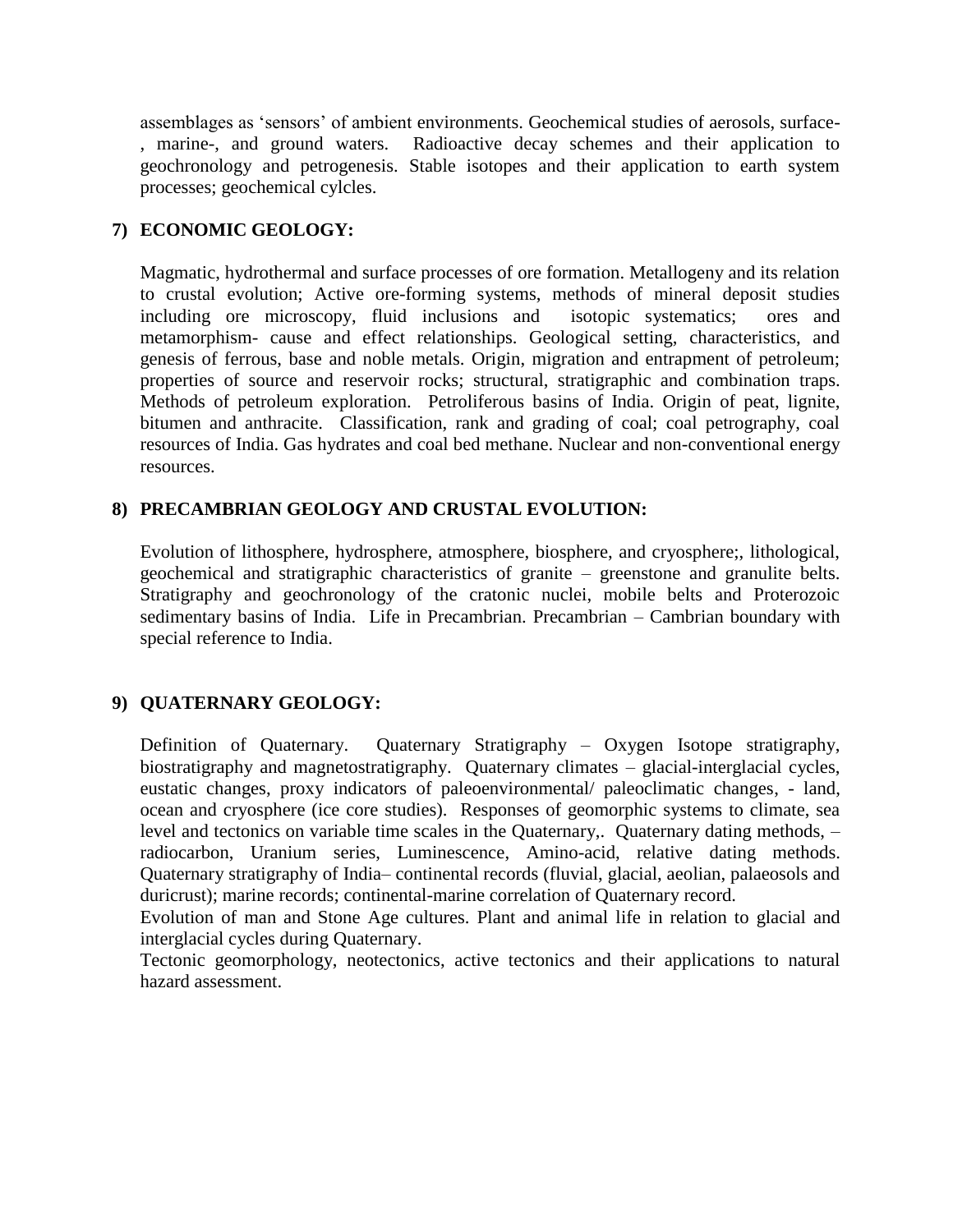assemblages as 'sensors' of ambient environments. Geochemical studies of aerosols, surface-, marine-, and ground waters. Radioactive decay schemes and their application to geochronology and petrogenesis. Stable isotopes and their application to earth system processes; geochemical cylcles.

## 7) ECONOMIC GEOLOGY:

Magmatic, hydrothermal and surface processes of ore formation. Metallogeny and its relation to crustal evolution; Active ore-forming systems, methods of mineral deposit studies including ore microscopy, fluid inclusions and isotopic systematics; ores and metamorphism- cause and effect relationships. Geological setting, characteristics, and genesis of ferrous, base and noble metals. Origin, migration and entrapment of petroleum; properties of source and reservoir rocks; structural, stratigraphic and combination traps. Methods of petroleum exploration. Petroliferous basins of India. Origin of peat, lignite, bitumen and anthracite. Classification, rank and grading of coal; coal petrography, coal resources of India. Gas hydrates and coal bed methane. Nuclear and non-conventional energy resources.

## 8) PRECAMBRIAN GEOLOGY AND CRUSTAL EVOLUTION:

Evolution of lithosphere, hydrosphere, atmosphere, biosphere, and cryosphere;, lithological, geochemical and stratigraphic characteristics of granite – greenstone and granulite belts. Stratigraphy and geochronology of the cratonic nuclei, mobile belts and Proterozoic sedimentary basins of India. Life in Precambrian. Precambrian – Cambrian boundary with special reference to India.

## 9) QUATERNARY GEOLOGY:

Definition of Quaternary. Quaternary Stratigraphy – Oxygen Isotope stratigraphy, biostratigraphy and magnetostratigraphy. Quaternary climates – glacial-interglacial cycles, eustatic changes, proxy indicators of paleoenvironmental/ paleoclimatic changes, - land, ocean and cryosphere (ice core studies). Responses of geomorphic systems to climate, sea level and tectonics on variable time scales in the Quaternary,. Quaternary dating methods, – radiocarbon, Uranium series, Luminescence, Amino-acid, relative dating methods. Quaternary stratigraphy of India– continental records (fluvial, glacial, aeolian, palaeosols and duricrust); marine records; continental-marine correlation of Quaternary record.

Evolution of man and Stone Age cultures. Plant and animal life in relation to glacial and interglacial cycles during Quaternary.

Tectonic geomorphology, neotectonics, active tectonics and their applications to natural hazard assessment.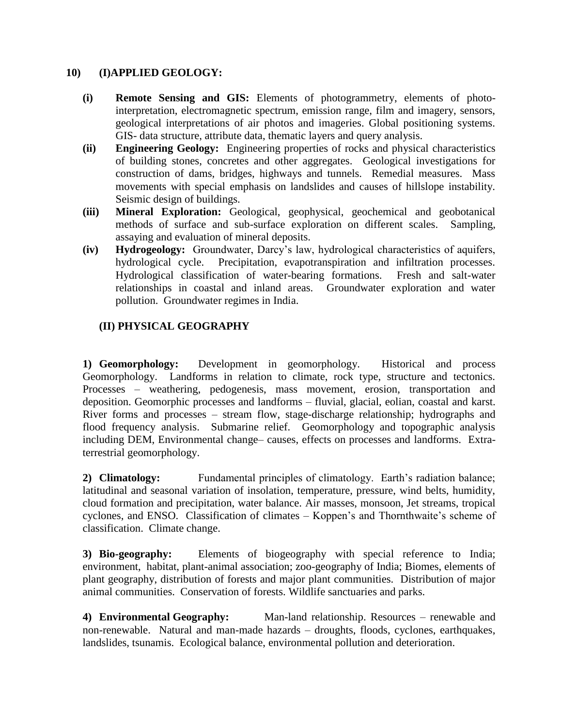**10) (I)APPLIED GEOLOGY:**

- **(i) Remote Sensing and GIS:** Elements of photogrammetry, elements of photo-interpretation, electromagnetic spectrum, emission range, film and imagery, sensors, geological interpretations of air photos and imageries. Global positioning systems. GIS- data structure, attribute data, thematic layers and query analysis.
- **(ii) Engineering Geology:** Engineering properties of rocks and physical characteristics of building stones, concretes and other aggregates. Geological investigations for construction of dams, bridges, highways and tunnels. Remedial measures. Mass movements with special emphasis on landslides and causes of hillslope instability. Seismic design of buildings.
- **(iii) Mineral Exploration:** Geological, geophysical, geochemical and geobotanical methods of surface and sub-surface exploration on different scales. Sampling, assaying and evaluation of mineral deposits.
- **(iv) Hydrogeology:** Groundwater, Darcy's law, hydrological characteristics of aquifers, hydrological cycle. Precipitation, evapotranspiration and infiltration processes. Hydrological classification of water-bearing formations. Fresh and salt-water relationships in coastal and inland areas. Groundwater exploration and water pollution. Groundwater regimes in India.

**(II) PHYSICAL GEOGRAPHY**

**1) Geomorphology:** Development in geomorphology. Historical and process Geomorphology. Landforms in relation to climate, rock type, structure and tectonics. Processes – weathering, pedogenesis, mass movement, erosion, transportation and deposition. Geomorphic processes and landforms – fluvial, glacial, eolian, coastal and karst. River forms and processes – stream flow, stage-discharge relationship; hydrographs and flood frequency analysis. Submarine relief. Geomorphology and topographic analysis including DEM, Environmental change– causes, effects on processes and landforms. Extra-terrestrial geomorphology.

**2) Climatology:** Fundamental principles of climatology. Earth's radiation balance; latitudinal and seasonal variation of insolation, temperature, pressure, wind belts, humidity, cloud formation and precipitation, water balance. Air masses, monsoon, Jet streams, tropical cyclones, and ENSO. Classification of climates – Koppen's and Thornthwaite's scheme of classification. Climate change.

**3) Bio-geography:** Elements of biogeography with special reference to India; environment, habitat, plant-animal association; zoo-geography of India; Biomes, elements of plant geography, distribution of forests and major plant communities. Distribution of major animal communities. Conservation of forests. Wildlife sanctuaries and parks.

**4) Environmental Geography:** Man-land relationship. Resources – renewable and non-renewable. Natural and man-made hazards – droughts, floods, cyclones, earthquakes, landslides, tsunamis. Ecological balance, environmental pollution and deterioration.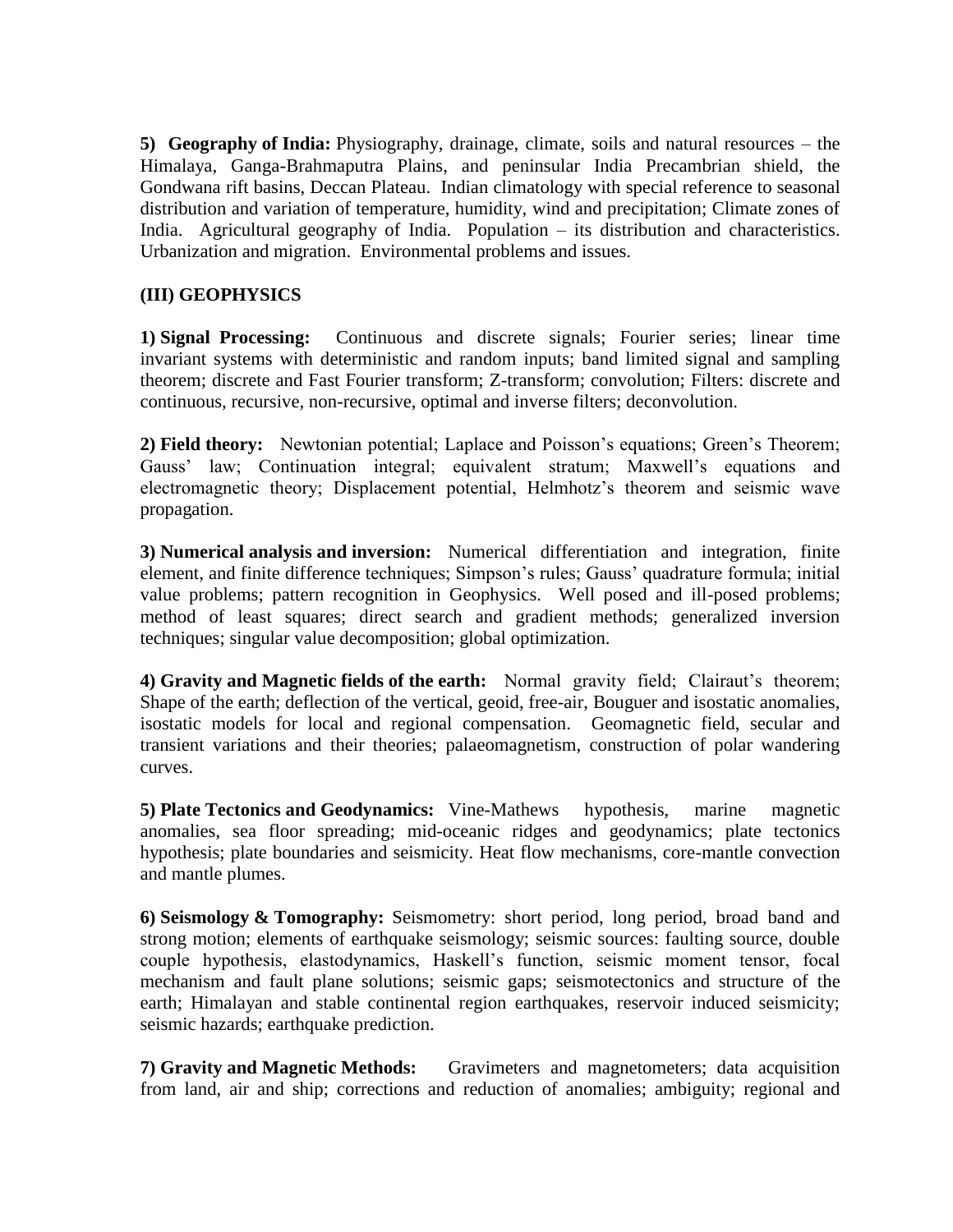**5) Geography of India:** Physiography, drainage, climate, soils and natural resources – the Himalaya, Ganga-Brahmaputra Plains, and peninsular India Precambrian shield, the Gondwana rift basins, Deccan Plateau. Indian climatology with special reference to seasonal distribution and variation of temperature, humidity, wind and precipitation; Climate zones of India. Agricultural geography of India. Population – its distribution and characteristics. Urbanization and migration. Environmental problems and issues.

## (III) GEOPHYSICS

**1) Signal Processing:** Continuous and discrete signals; Fourier series; linear time invariant systems with deterministic and random inputs; band limited signal and sampling theorem; discrete and Fast Fourier transform; Z-transform; convolution; Filters: discrete and continuous, recursive, non-recursive, optimal and inverse filters; deconvolution.

**2) Field theory:** Newtonian potential; Laplace and Poisson's equations; Green's Theorem; Gauss' law; Continuation integral; equivalent stratum; Maxwell's equations and electromagnetic theory; Displacement potential, Helmhotz's theorem and seismic wave propagation.

**3) Numerical analysis and inversion:** Numerical differentiation and integration, finite element, and finite difference techniques; Simpson's rules; Gauss' quadrature formula; initial value problems; pattern recognition in Geophysics. Well posed and ill-posed problems; method of least squares; direct search and gradient methods; generalized inversion techniques; singular value decomposition; global optimization.

**4) Gravity and Magnetic fields of the earth:** Normal gravity field; Clairaut's theorem; Shape of the earth; deflection of the vertical, geoid, free-air, Bouguer and isostatic anomalies, isostatic models for local and regional compensation. Geomagnetic field, secular and transient variations and their theories; palaeomagnetism, construction of polar wandering curves.

**5) Plate Tectonics and Geodynamics:** Vine-Mathews hypothesis, marine magnetic anomalies, sea floor spreading; mid-oceanic ridges and geodynamics; plate tectonics hypothesis; plate boundaries and seismicity. Heat flow mechanisms, core-mantle convection and mantle plumes.

**6) Seismology & Tomography:** Seismometry: short period, long period, broad band and strong motion; elements of earthquake seismology; seismic sources: faulting source, double couple hypothesis, elastodynamics, Haskell's function, seismic moment tensor, focal mechanism and fault plane solutions; seismic gaps; seismotectonics and structure of the earth; Himalayan and stable continental region earthquakes, reservoir induced seismicity; seismic hazards; earthquake prediction.

**7) Gravity and Magnetic Methods:** Gravimeters and magnetometers; data acquisition from land, air and ship; corrections and reduction of anomalies; ambiguity; regional and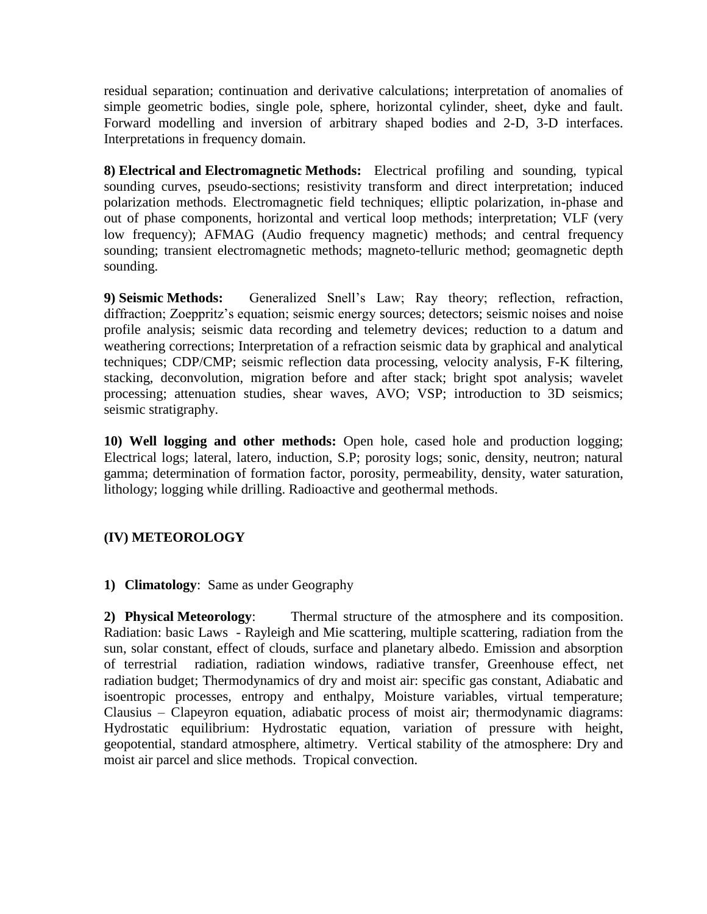residual separation; continuation and derivative calculations; interpretation of anomalies of simple geometric bodies, single pole, sphere, horizontal cylinder, sheet, dyke and fault. Forward modelling and inversion of arbitrary shaped bodies and 2-D, 3-D interfaces. Interpretations in frequency domain.

**8) Electrical and Electromagnetic Methods:** Electrical profiling and sounding, typical sounding curves, pseudo-sections; resistivity transform and direct interpretation; induced polarization methods. Electromagnetic field techniques; elliptic polarization, in-phase and out of phase components, horizontal and vertical loop methods; interpretation; VLF (very low frequency); AFMAG (Audio frequency magnetic) methods; and central frequency sounding; transient electromagnetic methods; magneto-telluric method; geomagnetic depth sounding.

**9) Seismic Methods:** Generalized Snell's Law; Ray theory; reflection, refraction, diffraction; Zoeppritz's equation; seismic energy sources; detectors; seismic noises and noise profile analysis; seismic data recording and telemetry devices; reduction to a datum and weathering corrections; Interpretation of a refraction seismic data by graphical and analytical techniques; CDP/CMP; seismic reflection data processing, velocity analysis, F-K filtering, stacking, deconvolution, migration before and after stack; bright spot analysis; wavelet processing; attenuation studies, shear waves, AVO; VSP; introduction to 3D seismics; seismic stratigraphy.

**10) Well logging and other methods:** Open hole, cased hole and production logging; Electrical logs; lateral, latero, induction, S.P; porosity logs; sonic, density, neutron; natural gamma; determination of formation factor, porosity, permeability, density, water saturation, lithology; logging while drilling. Radioactive and geothermal methods.

## (IV) METEOROLOGY

**1) Climatology**: Same as under Geography

**2) Physical Meteorology**: Thermal structure of the atmosphere and its composition. Radiation: basic Laws - Rayleigh and Mie scattering, multiple scattering, radiation from the sun, solar constant, effect of clouds, surface and planetary albedo. Emission and absorption of terrestrial radiation, radiation windows, radiative transfer, Greenhouse effect, net radiation budget; Thermodynamics of dry and moist air: specific gas constant, Adiabatic and isoentropic processes, entropy and enthalpy, Moisture variables, virtual temperature; Clausius – Clapeyron equation, adiabatic process of moist air; thermodynamic diagrams: Hydrostatic equilibrium: Hydrostatic equation, variation of pressure with height, geopotential, standard atmosphere, altimetry. Vertical stability of the atmosphere: Dry and moist air parcel and slice methods. Tropical convection.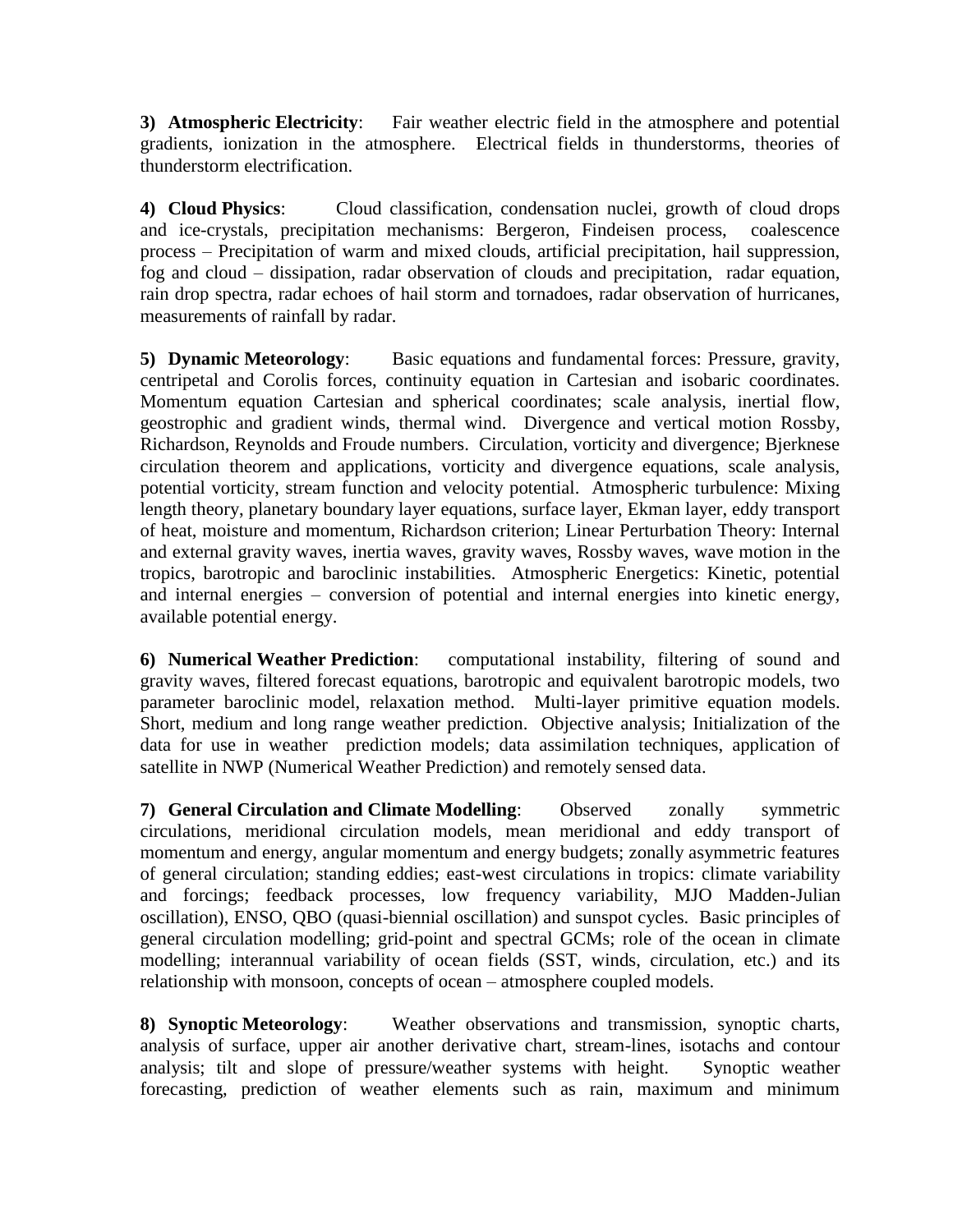**3) Atmospheric Electricity**: Fair weather electric field in the atmosphere and potential gradients, ionization in the atmosphere. Electrical fields in thunderstorms, theories of thunderstorm electrification.

**4) Cloud Physics**: Cloud classification, condensation nuclei, growth of cloud drops and ice-crystals, precipitation mechanisms: Bergeron, Findeisen process, coalescence process – Precipitation of warm and mixed clouds, artificial precipitation, hail suppression, fog and cloud – dissipation, radar observation of clouds and precipitation, radar equation, rain drop spectra, radar echoes of hail storm and tornadoes, radar observation of hurricanes, measurements of rainfall by radar.

**5) Dynamic Meteorology**: Basic equations and fundamental forces: Pressure, gravity, centripetal and Corolis forces, continuity equation in Cartesian and isobaric coordinates. Momentum equation Cartesian and spherical coordinates; scale analysis, inertial flow, geostrophic and gradient winds, thermal wind. Divergence and vertical motion Rossby, Richardson, Reynolds and Froude numbers. Circulation, vorticity and divergence; Bjerknese circulation theorem and applications, vorticity and divergence equations, scale analysis, potential vorticity, stream function and velocity potential. Atmospheric turbulence: Mixing length theory, planetary boundary layer equations, surface layer, Ekman layer, eddy transport of heat, moisture and momentum, Richardson criterion; Linear Perturbation Theory: Internal and external gravity waves, inertia waves, gravity waves, Rossby waves, wave motion in the tropics, barotropic and baroclinic instabilities. Atmospheric Energetics: Kinetic, potential and internal energies – conversion of potential and internal energies into kinetic energy, available potential energy.

**6) Numerical Weather Prediction**: computational instability, filtering of sound and gravity waves, filtered forecast equations, barotropic and equivalent barotropic models, two parameter baroclinic model, relaxation method. Multi-layer primitive equation models. Short, medium and long range weather prediction. Objective analysis; Initialization of the data for use in weather prediction models; data assimilation techniques, application of satellite in NWP (Numerical Weather Prediction) and remotely sensed data.

**7) General Circulation and Climate Modelling**: Observed zonally symmetric circulations, meridional circulation models, mean meridional and eddy transport of momentum and energy, angular momentum and energy budgets; zonally asymmetric features of general circulation; standing eddies; east-west circulations in tropics: climate variability and forcings; feedback processes, low frequency variability, MJO Madden-Julian oscillation), ENSO, QBO (quasi-biennial oscillation) and sunspot cycles. Basic principles of general circulation modelling; grid-point and spectral GCMs; role of the ocean in climate modelling; interannual variability of ocean fields (SST, winds, circulation, etc.) and its relationship with monsoon, concepts of ocean – atmosphere coupled models.

**8) Synoptic Meteorology**: Weather observations and transmission, synoptic charts, analysis of surface, upper air another derivative chart, stream-lines, isotachs and contour analysis; tilt and slope of pressure/weather systems with height. Synoptic weather forecasting, prediction of weather elements such as rain, maximum and minimum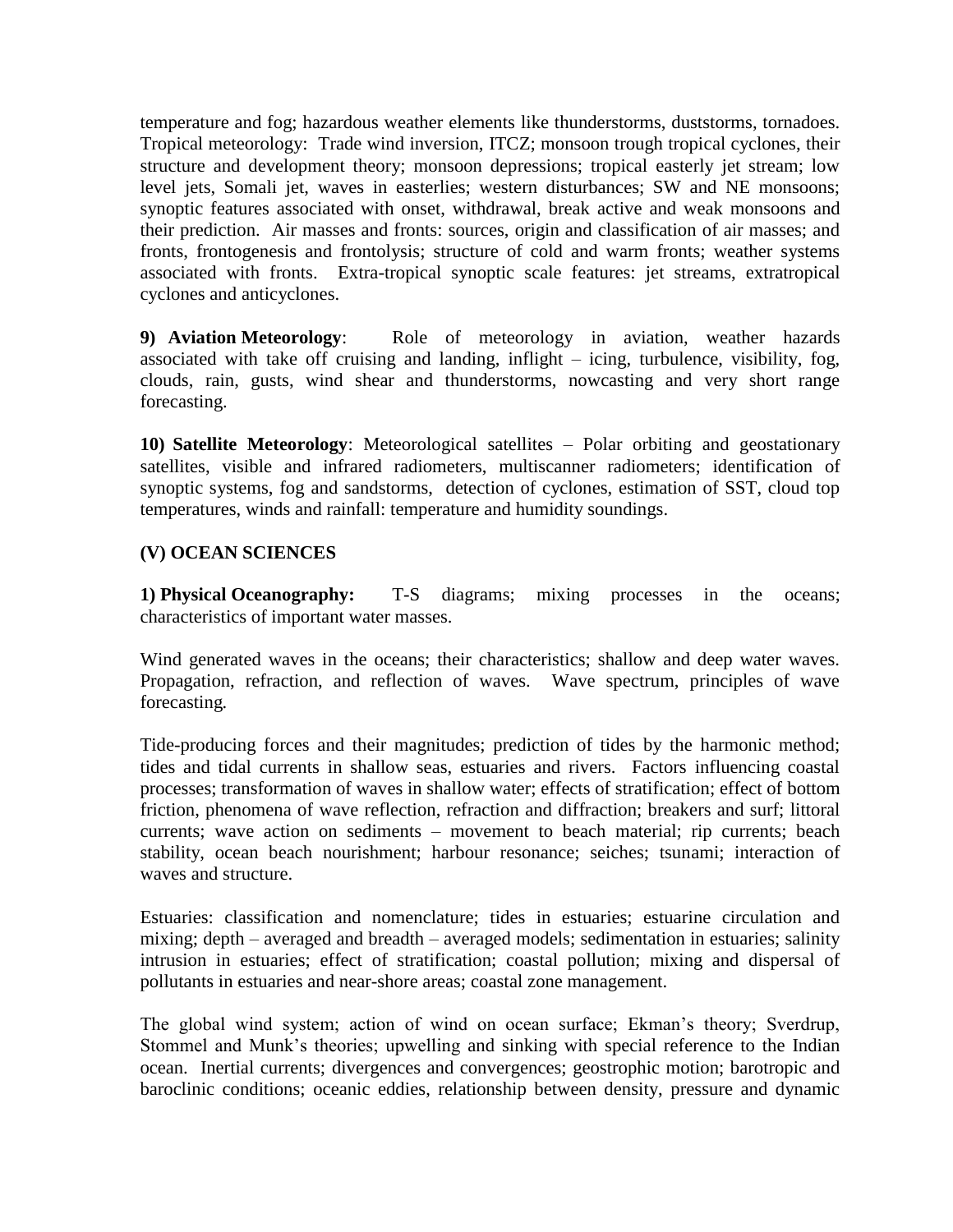temperature and fog; hazardous weather elements like thunderstorms, duststorms, tornadoes. Tropical meteorology: Trade wind inversion, ITCZ; monsoon trough tropical cyclones, their structure and development theory; monsoon depressions; tropical easterly jet stream; low level jets, Somali jet, waves in easterlies; western disturbances; SW and NE monsoons; synoptic features associated with onset, withdrawal, break active and weak monsoons and their prediction. Air masses and fronts: sources, origin and classification of air masses; and fronts, frontogenesis and frontolysis; structure of cold and warm fronts; weather systems associated with fronts. Extra-tropical synoptic scale features: jet streams, extratropical cyclones and anticyclones.

**9) Aviation Meteorology**: Role of meteorology in aviation, weather hazards associated with take off cruising and landing, inflight – icing, turbulence, visibility, fog, clouds, rain, gusts, wind shear and thunderstorms, nowcasting and very short range forecasting.

**10) Satellite Meteorology**: Meteorological satellites – Polar orbiting and geostationary satellites, visible and infrared radiometers, multiscanner radiometers; identification of synoptic systems, fog and sandstorms, detection of cyclones, estimation of SST, cloud top temperatures, winds and rainfall: temperature and humidity soundings.

## (V) OCEAN SCIENCES

**1) Physical Oceanography:** T-S diagrams; mixing processes in the oceans; characteristics of important water masses.

Wind generated waves in the oceans; their characteristics; shallow and deep water waves. Propagation, refraction, and reflection of waves. Wave spectrum, principles of wave forecasting.

Tide-producing forces and their magnitudes; prediction of tides by the harmonic method; tides and tidal currents in shallow seas, estuaries and rivers. Factors influencing coastal processes; transformation of waves in shallow water; effects of stratification; effect of bottom friction, phenomena of wave reflection, refraction and diffraction; breakers and surf; littoral currents; wave action on sediments – movement to beach material; rip currents; beach stability, ocean beach nourishment; harbour resonance; seiches; tsunami; interaction of waves and structure.

Estuaries: classification and nomenclature; tides in estuaries; estuarine circulation and mixing; depth – averaged and breadth – averaged models; sedimentation in estuaries; salinity intrusion in estuaries; effect of stratification; coastal pollution; mixing and dispersal of pollutants in estuaries and near-shore areas; coastal zone management.

The global wind system; action of wind on ocean surface; Ekman's theory; Sverdrup, Stommel and Munk's theories; upwelling and sinking with special reference to the Indian ocean. Inertial currents; divergences and convergences; geostrophic motion; barotropic and baroclinic conditions; oceanic eddies, relationship between density, pressure and dynamic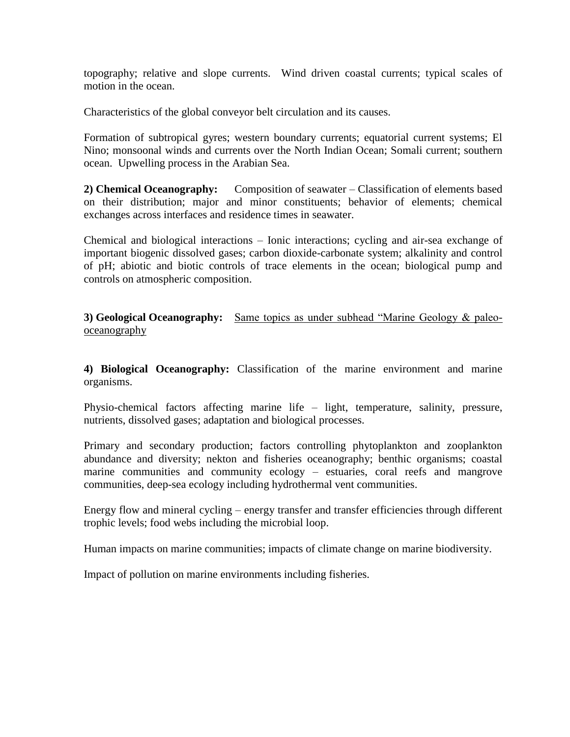topography; relative and slope currents. Wind driven coastal currents; typical scales of motion in the ocean.

Characteristics of the global conveyor belt circulation and its causes.

Formation of subtropical gyres; western boundary currents; equatorial current systems; El Nino; monsoonal winds and currents over the North Indian Ocean; Somali current; southern ocean. Upwelling process in the Arabian Sea.

**2) Chemical Oceanography:** Composition of seawater – Classification of elements based on their distribution; major and minor constituents; behavior of elements; chemical exchanges across interfaces and residence times in seawater.

Chemical and biological interactions – Ionic interactions; cycling and air-sea exchange of important biogenic dissolved gases; carbon dioxide-carbonate system; alkalinity and control of pH; abiotic and biotic controls of trace elements in the ocean; biological pump and controls on atmospheric composition.

**3) Geological Oceanography:** <u>Same topics as under subhead "Marine Geology & paleo-oceanography</u>

**4) Biological Oceanography:** Classification of the marine environment and marine organisms.

Physio-chemical factors affecting marine life – light, temperature, salinity, pressure, nutrients, dissolved gases; adaptation and biological processes.

Primary and secondary production; factors controlling phytoplankton and zooplankton abundance and diversity; nekton and fisheries oceanography; benthic organisms; coastal marine communities and community ecology – estuaries, coral reefs and mangrove communities, deep-sea ecology including hydrothermal vent communities.

Energy flow and mineral cycling – energy transfer and transfer efficiencies through different trophic levels; food webs including the microbial loop.

Human impacts on marine communities; impacts of climate change on marine biodiversity.

Impact of pollution on marine environments including fisheries.